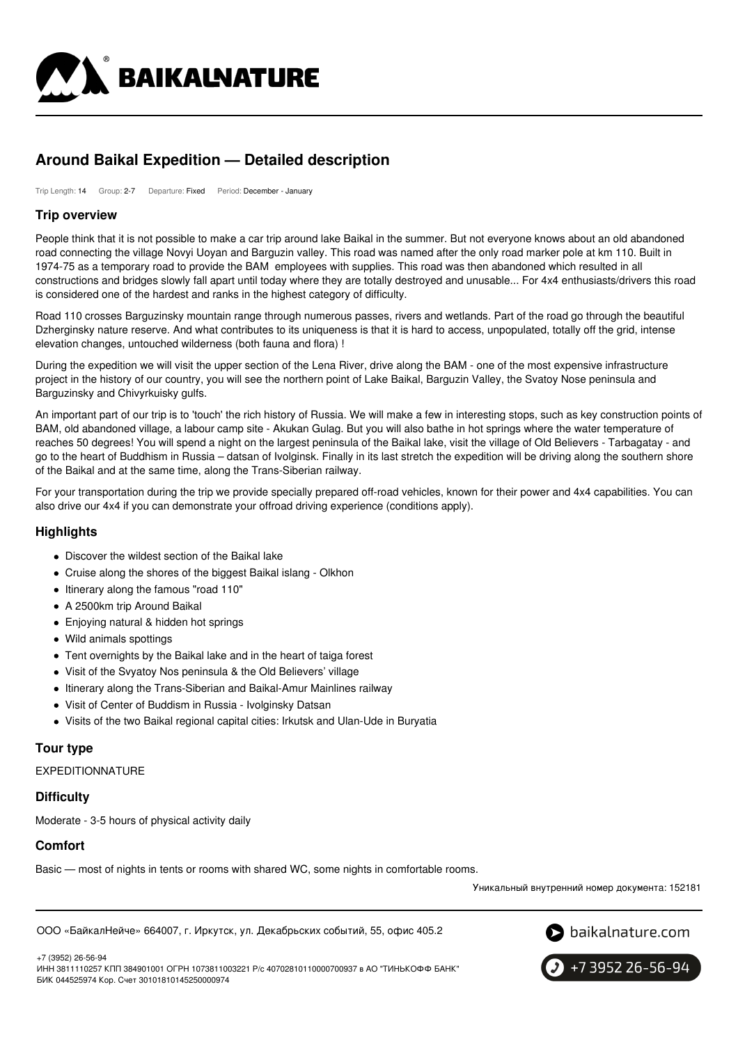# Around Baikal Expedition — Detailed description

Trip Length: 14 Group: 2-7 Departure: Fixed Period: December - January

## Trip overview

People think that it is not possible to make a car trip around lake Baikal in the summer. But not everyone knows about an old abandoned road connecting the village Novyi Uoyan and Barguzin valley. This road was named after the only road marker pole at km 110. Built in 1974-75 as a temporary road to provide the BAM employees with supplies. This road was then abandoned which resulted in all constructions and bridges slowly fall apart until today where they are totally destroyed and unusable... For 4x4 enthusiasts/drivers this road is considered one of the hardest and ranks in the highest category of difficulty.

Road 110 crosses Barguzinsky mountain range through numerous passes, rivers and wetlands. Part of the road go through the beautiful Dzherginsky nature reserve. And what contributes to its uniqueness is that it is hard to access, unpopulated, totally off the grid, intense elevation changes, untouched wilderness (both fauna and flora) !

During the expedition we will visit the upper section of the Lena River, drive along the BAM - one of the most expensive infrastructure project in the history of our country, you will see the northern point of Lake Baikal, Barguzin Valley, the Svatoy Nose peninsula and Barguzinsky and Chivyrkuisky gulfs.

An important part of our trip is to 'touch' the rich history of Russia. We will make a few in interesting stops, such as key construction points of BAM, old abandoned village, a labour camp site - Akukan Gulag. But you will also bathe in hot springs where the water temperature of reaches 50 degrees! You will spend a night on the largest peninsula of the Baikal lake, visit the village of Old Believers - Tarbagatay - and go to the heart of Buddhism in Russia – datsan of Ivolginsk. Finally in its last stretch the expedition will be driving along the southern shore of the Baikal and at the same time, along the Trans-Siberian railway.

For your transportation during the trip we provide specially prepared off-road vehicles, known for their power and 4x4 capabilities. You can also drive our 4x4 if you can demonstrate your offroad driving experience (conditions apply).

## Highlights

- Discover the wildest section of the Baikal lake
- Cruise along the shores of the biggest Baikal islang - Olkhon
- Itinerary along the famous "road 110"
- A 2500km trip Around Baikal
- Enjoying natural & hidden hot springs
- Wild animals spottings
- Tent overnights by the Baikal lake and in the heart of taiga forest
- Visit of the Svyatoy Nos peninsula & the Old Believers' village
- Itinerary along the Trans-Siberian and Baikal-Amur Mainlines railway
- Visit of Center of Buddism in Russia - Ivolginsky Datsan
- Visits of the two Baikal regional capital cities: Irkutsk and Ulan-Ude in Buryatia

## Tour type

EXPEDITIONNATURE

## Difficulty

Moderate - 3-5 hours of physical activity daily

## Comfort

Basic — most of nights in tents or rooms with shared WC, some nights in comfortable rooms.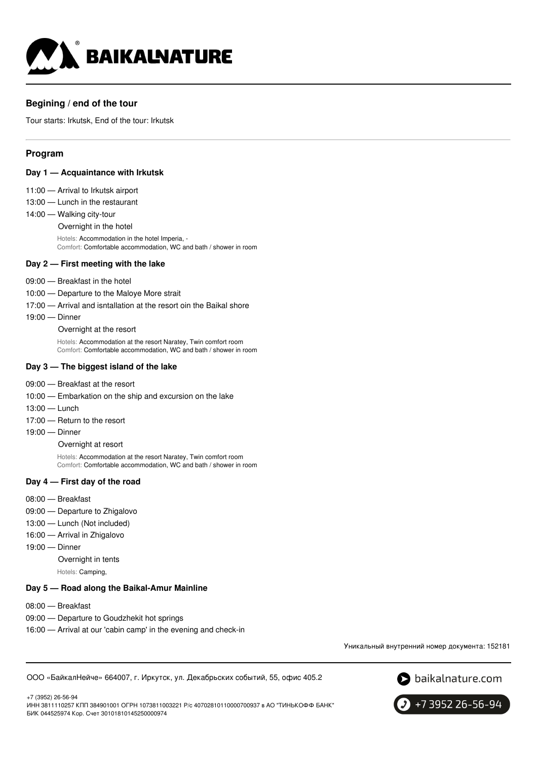## Begining / end of the tour

Tour starts: Irkutsk, End of the tour: Irkutsk

## Program

### Day 1 — Acquaintance with Irkutsk

11:00 — Arrival to Irkutsk airport
13:00 — Lunch in the restaurant
14:00 — Walking city-tour
Overnight in the hotel
Hotels: Accommodation in the hotel Imperia, -
Comfort: Comfortable accommodation, WC and bath / shower in room

### Day 2 — First meeting with the lake

09:00 — Breakfast in the hotel
10:00 — Departure to the Maloye More strait
17:00 — Arrival and isntallation at the resort oin the Baikal shore
19:00 — Dinner
Overnight at the resort
Hotels: Accommodation at the resort Naratey, Twin comfort room
Comfort: Comfortable accommodation, WC and bath / shower in room

### Day 3 — The biggest island of the lake

09:00 — Breakfast at the resort
10:00 — Embarkation on the ship and excursion on the lake
13:00 — Lunch
17:00 — Return to the resort
19:00 — Dinner
Overnight at resort
Hotels: Accommodation at the resort Naratey, Twin comfort room
Comfort: Comfortable accommodation, WC and bath / shower in room

### Day 4 — First day of the road

08:00 — Breakfast
09:00 — Departure to Zhigalovo
13:00 — Lunch (Not included)
16:00 — Arrival in Zhigalovo
19:00 — Dinner
Overnight in tents
Hotels: Camping,

### Day 5 — Road along the Baikal-Amur Mainline

08:00 — Breakfast
09:00 — Departure to Goudzhekit hot springs
16:00 — Arrival at our 'cabin camp' in the evening and check-in

Уникальный внутренний номер документа: 152181

ООО «БайкалНейче» 664007, г. Иркутск, ул. Декабрьских событий, 55, офис 405.2

+7 (3952) 26-56-94
ИНН 3811110257 КПП 384901001 ОГРН 1073811003221 Р/с 40702810110000700937 в АО "ТИНЬКОФФ БАНК"
БИК 044525974 Кор. Счет 30101810145250000974

baikalnature.com

+7 3952 26-56-94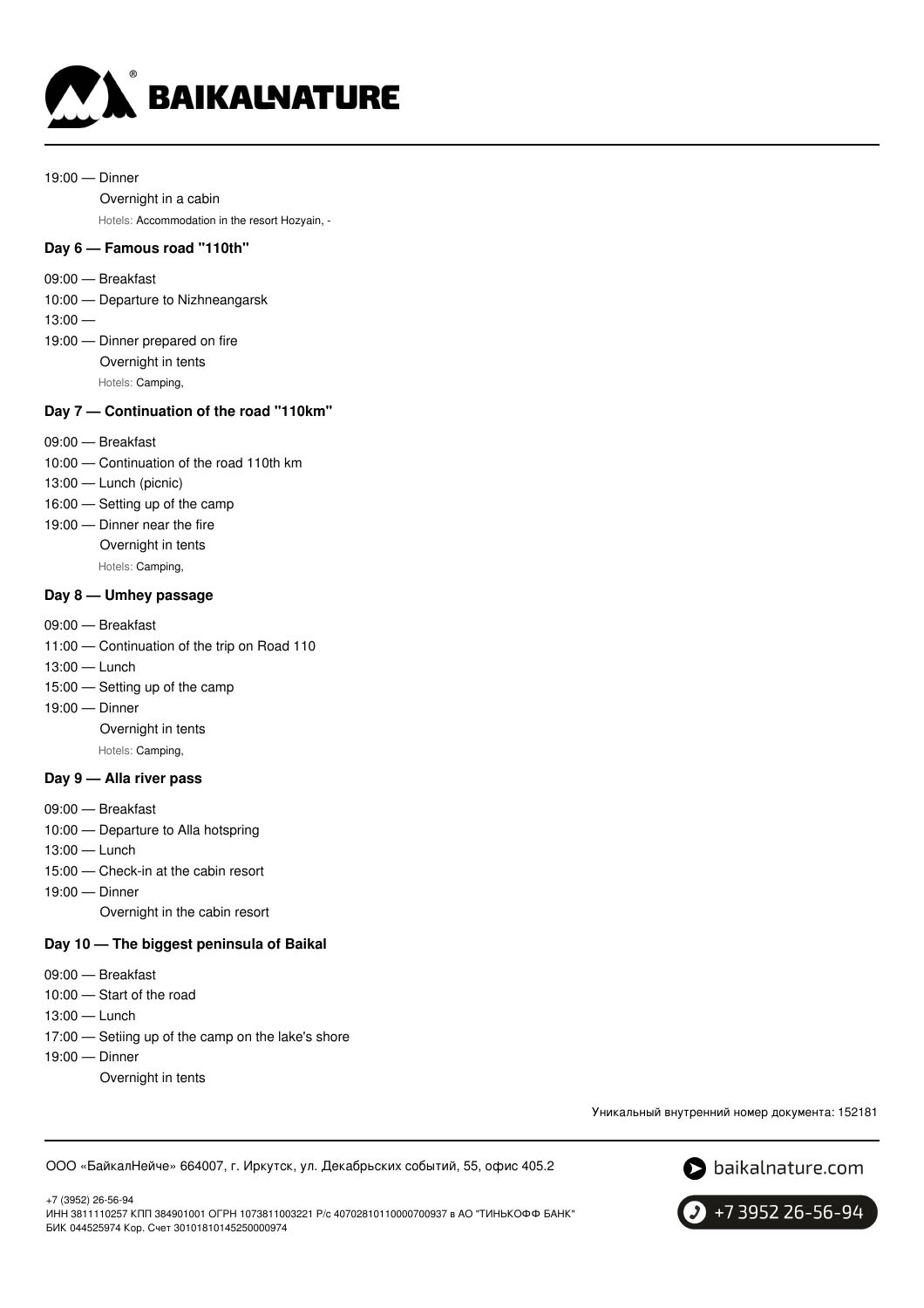19:00 — Dinner

Overnight in a cabin

Hotels: Accommodation in the resort Hozyain, -

### Day 6 — Famous road "110th"

09:00 — Breakfast

10:00 — Departure to Nizhneangarsk

13:00 —

19:00 — Dinner prepared on fire

Overnight in tents

Hotels: Camping,

### Day 7 — Continuation of the road "110km"

09:00 — Breakfast

10:00 — Continuation of the road 110th km

13:00 — Lunch (picnic)

16:00 — Setting up of the camp

19:00 — Dinner near the fire

Overnight in tents

Hotels: Camping,

### Day 8 — Umhey passage

09:00 — Breakfast

11:00 — Continuation of the trip on Road 110

13:00 — Lunch

15:00 — Setting up of the camp

19:00 — Dinner

Overnight in tents

Hotels: Camping,

### Day 9 — Alla river pass

09:00 — Breakfast

10:00 — Departure to Alla hotspring

13:00 — Lunch

15:00 — Check-in at the cabin resort

19:00 — Dinner

Overnight in the cabin resort

### Day 10 — The biggest peninsula of Baikal

09:00 — Breakfast

10:00 — Start of the road

13:00 — Lunch

17:00 — Setiing up of the camp on the lake's shore

19:00 — Dinner

Overnight in tents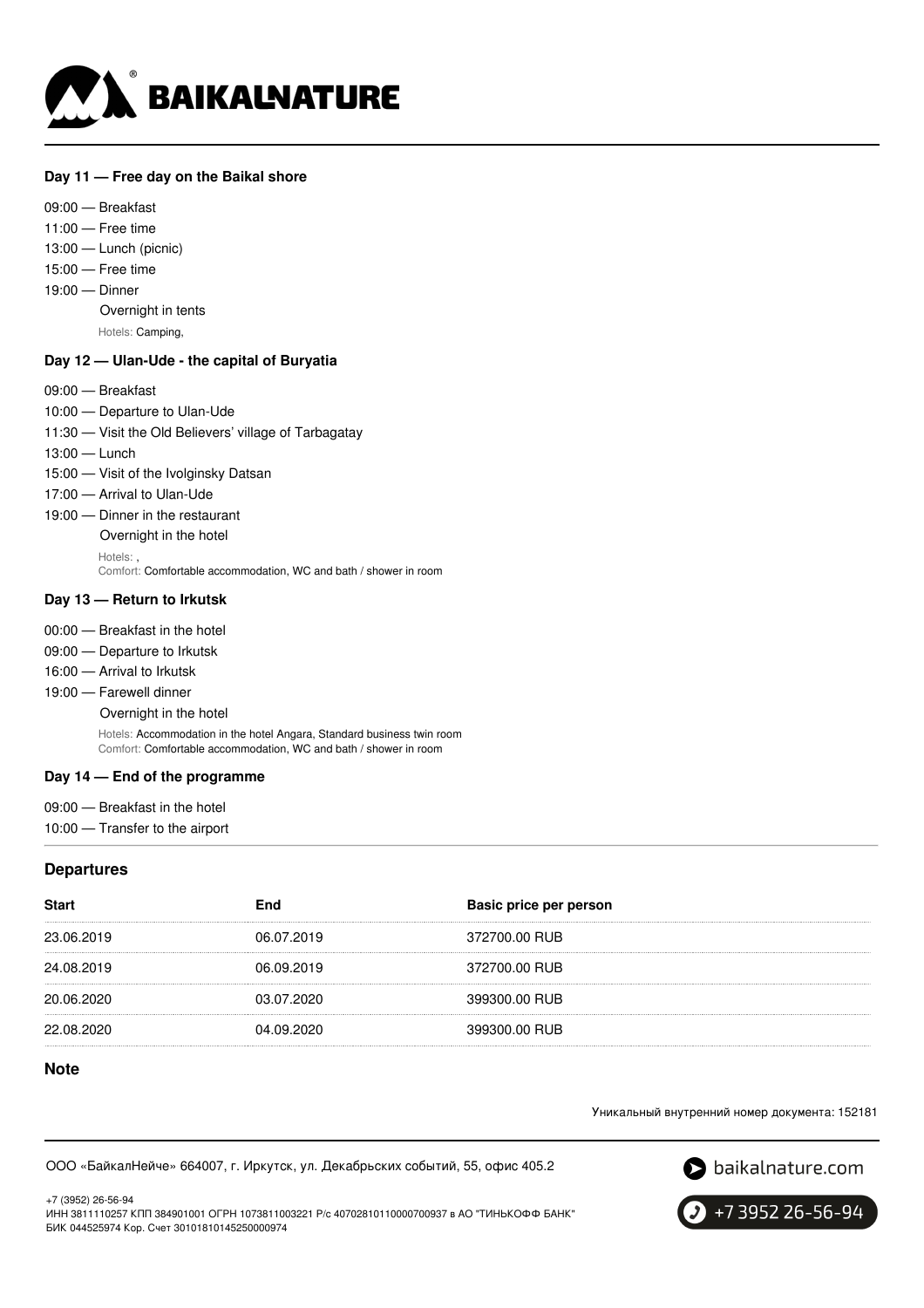### Day 11 — Free day on the Baikal shore

09:00 — Breakfast
11:00 — Free time
13:00 — Lunch (picnic)
15:00 — Free time
19:00 — Dinner

Overnight in tents

Hotels: Camping,

### Day 12 — Ulan-Ude - the capital of Buryatia

09:00 — Breakfast
10:00 — Departure to Ulan-Ude
11:30 — Visit the Old Believers' village of Tarbagatay
13:00 — Lunch
15:00 — Visit of the Ivolginsky Datsan
17:00 — Arrival to Ulan-Ude
19:00 — Dinner in the restaurant

Overnight in the hotel

Hotels: ,
Comfort: Comfortable accommodation, WC and bath / shower in room

### Day 13 — Return to Irkutsk

00:00 — Breakfast in the hotel
09:00 — Departure to Irkutsk
16:00 — Arrival to Irkutsk
19:00 — Farewell dinner

Overnight in the hotel

Hotels: Accommodation in the hotel Angara, Standard business twin room
Comfort: Comfortable accommodation, WC and bath / shower in room

### Day 14 — End of the programme

09:00 — Breakfast in the hotel
10:00 — Transfer to the airport

## Departures

| Start | End | Basic price per person |
| --- | --- | --- |
| 23.06.2019 | 06.07.2019 | 372700.00 RUB |
| 24.08.2019 | 06.09.2019 | 372700.00 RUB |
| 20.06.2020 | 03.07.2020 | 399300.00 RUB |
| 22.08.2020 | 04.09.2020 | 399300.00 RUB |

## Note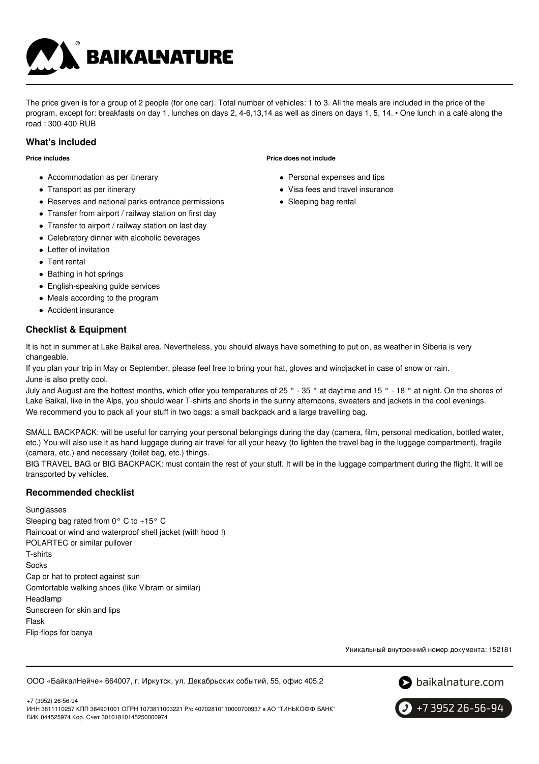The price given is for a group of 2 people (for one car). Total number of vehicles: 1 to 3. All the meals are included in the price of the program, except for: breakfasts on day 1, lunches on days 2, 4-6,13,14 as well as diners on days 1, 5, 14. • One lunch in a café along the road : 300-400 RUB

## What's included

**Price includes**

- Accommodation as per itinerary
- Transport as per itinerary
- Reserves and national parks entrance permissions
- Transfer from airport / railway station on first day
- Transfer to airport / railway station on last day
- Celebratory dinner with alcoholic beverages
- Letter of invitation
- Tent rental
- Bathing in hot springs
- English-speaking guide services
- Meals according to the program
- Accident insurance

**Price does not include**

- Personal expenses and tips
- Visa fees and travel insurance
- Sleeping bag rental

## Checklist & Equipment

It is hot in summer at Lake Baikal area. Nevertheless, you should always have something to put on, as weather in Siberia is very changeable.
If you plan your trip in May or September, please feel free to bring your hat, gloves and windjacket in case of snow or rain.
June is also pretty cool.
July and August are the hottest months, which offer you temperatures of 25 ° - 35 ° at daytime and 15 ° - 18 ° at night. On the shores of Lake Baikal, like in the Alps, you should wear T-shirts and shorts in the sunny afternoons, sweaters and jackets in the cool evenings.
We recommend you to pack all your stuff in two bags: a small backpack and a large travelling bag.

SMALL BACKPACK: will be useful for carrying your personal belongings during the day (camera, film, personal medication, bottled water, etc.) You will also use it as hand luggage during air travel for all your heavy (to lighten the travel bag in the luggage compartment), fragile (camera, etc.) and necessary (toilet bag, etc.) things.
BIG TRAVEL BAG or BIG BACKPACK: must contain the rest of your stuff. It will be in the luggage compartment during the flight. It will be transported by vehicles.

## Recommended checklist

Sunglasses
Sleeping bag rated from 0° C to +15° C
Raincoat or wind and waterproof shell jacket (with hood !)
POLARTEC or similar pullover
T-shirts
Socks
Cap or hat to protect against sun
Comfortable walking shoes (like Vibram or similar)
Headlamp
Sunscreen for skin and lips
Flask
Flip-flops for banya

Уникальный внутренний номер документа: 152181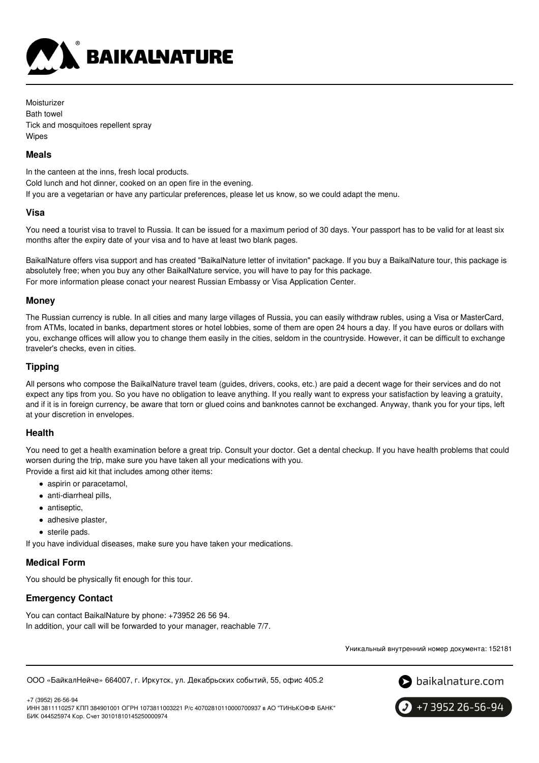Moisturizer
Bath towel
Tick and mosquitoes repellent spray
Wipes

### Meals

In the canteen at the inns, fresh local products.
Cold lunch and hot dinner, cooked on an open fire in the evening.
If you are a vegetarian or have any particular preferences, please let us know, so we could adapt the menu.

### Visa

You need a tourist visa to travel to Russia. It can be issued for a maximum period of 30 days. Your passport has to be valid for at least six months after the expiry date of your visa and to have at least two blank pages.

BaikalNature offers visa support and has created "BaikalNature letter of invitation" package. If you buy a BaikalNature tour, this package is absolutely free; when you buy any other BaikalNature service, you will have to pay for this package.
For more information please conact your nearest Russian Embassy or Visa Application Center.

### Money

The Russian currency is ruble. In all cities and many large villages of Russia, you can easily withdraw rubles, using a Visa or MasterCard, from ATMs, located in banks, department stores or hotel lobbies, some of them are open 24 hours a day. If you have euros or dollars with you, exchange offices will allow you to change them easily in the cities, seldom in the countryside. However, it can be difficult to exchange traveler's checks, even in cities.

### Tipping

All persons who compose the BaikalNature travel team (guides, drivers, cooks, etc.) are paid a decent wage for their services and do not expect any tips from you. So you have no obligation to leave anything. If you really want to express your satisfaction by leaving a gratuity, and if it is in foreign currency, be aware that torn or glued coins and banknotes cannot be exchanged. Anyway, thank you for your tips, left at your discretion in envelopes.

### Health

You need to get a health examination before a great trip. Consult your doctor. Get a dental checkup. If you have health problems that could worsen during the trip, make sure you have taken all your medications with you.
Provide a first aid kit that includes among other items:

- aspirin or paracetamol,
- anti-diarrheal pills,
- antiseptic,
- adhesive plaster,
- sterile pads.

If you have individual diseases, make sure you have taken your medications.

### Medical Form

You should be physically fit enough for this tour.

### Emergency Contact

You can contact BaikalNature by phone: +73952 26 56 94.
In addition, your call will be forwarded to your manager, reachable 7/7.

Уникальный внутренний номер документа: 152181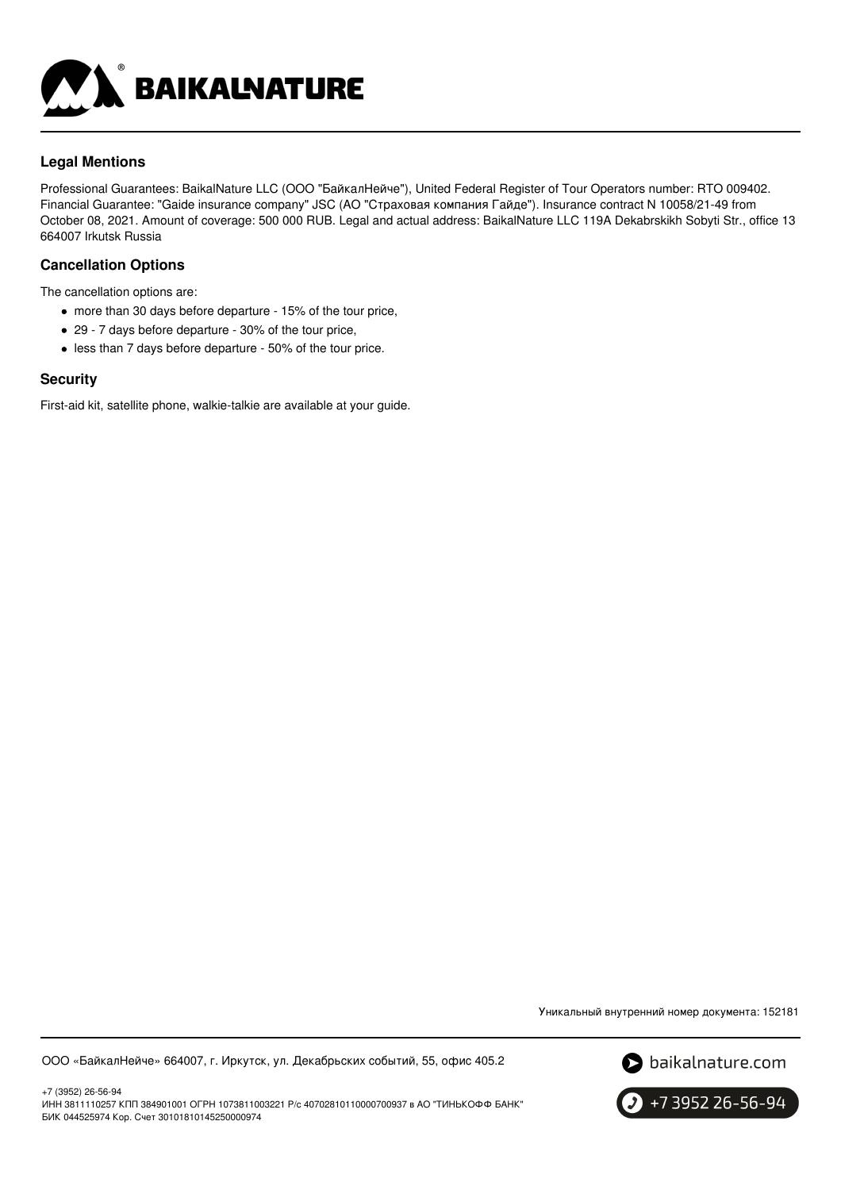## Legal Mentions

Professional Guarantees: BaikalNature LLC (ООО "БайкалНейче"), United Federal Register of Tour Operators number: RTO 009402. Financial Guarantee: "Gaide insurance company" JSC (АО "Страховая компания Гайде"). Insurance contract N 10058/21-49 from October 08, 2021. Amount of coverage: 500 000 RUB. Legal and actual address: BaikalNature LLC 119A Dekabrskikh Sobyti Str., office 13 664007 Irkutsk Russia

## Cancellation Options

The cancellation options are:

- more than 30 days before departure - 15% of the tour price,
- 29 - 7 days before departure - 30% of the tour price,
- less than 7 days before departure - 50% of the tour price.

## Security

First-aid kit, satellite phone, walkie-talkie are available at your guide.

Уникальный внутренний номер документа: 152181